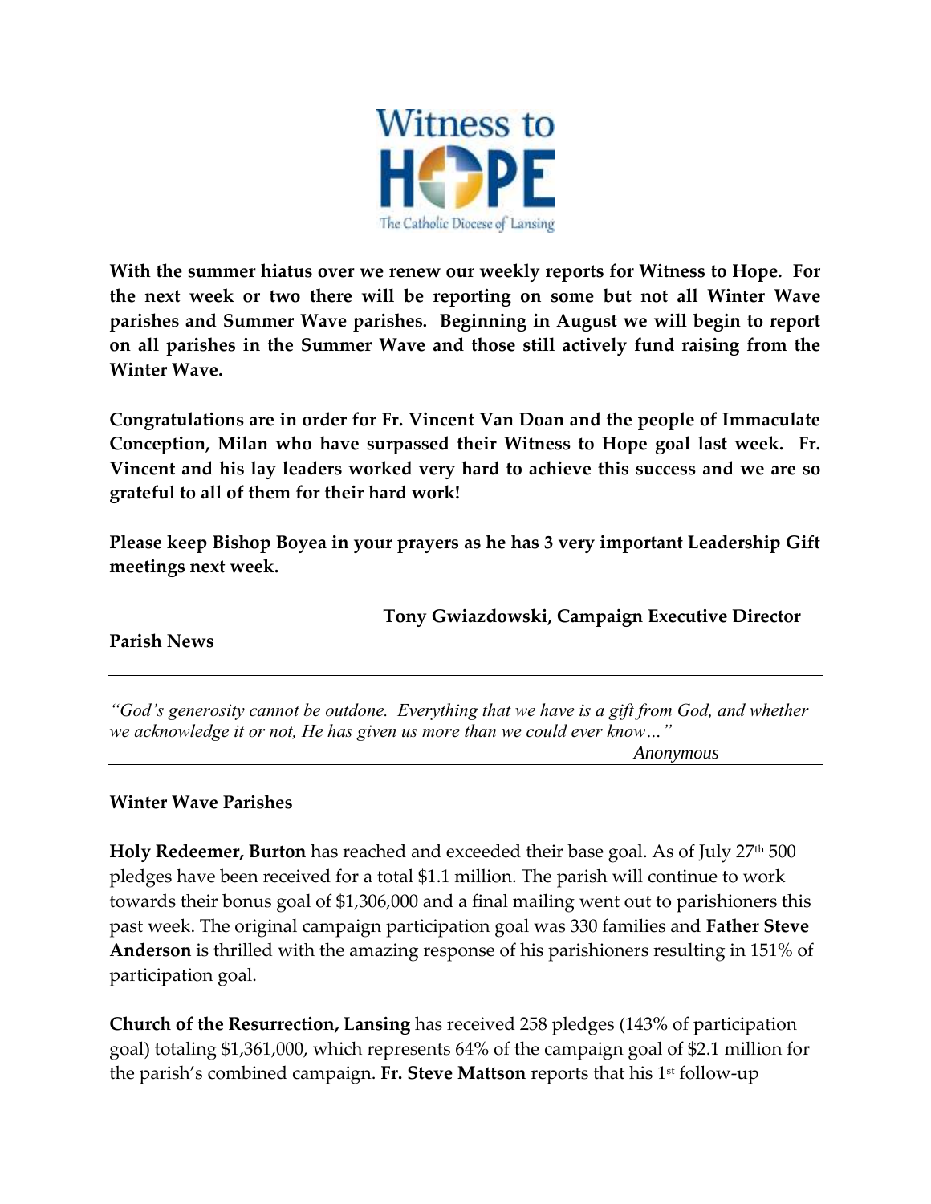**With the summer hiatus over we renew our weekly reports for Witness to Hope. For the next week or two there will be reporting on some but not all Winter Wave parishes and Summer Wave parishes. Beginning in August we will begin to report on all parishes in the Summer Wave and those still actively fund raising from the Winter Wave.**

**Congratulations are in order for Fr. Vincent Van Doan and the people of Immaculate Conception, Milan who have surpassed their Witness to Hope goal last week. Fr. Vincent and his lay leaders worked very hard to achieve this success and we are so grateful to all of them for their hard work!**

**Please keep Bishop Boyea in your prayers as he has 3 very important Leadership Gift meetings next week.**

**Tony Gwiazdowski, Campaign Executive Director**

**Parish News**

---

*"God's generosity cannot be outdone. Everything that we have is a gift from God, and whether we acknowledge it or not, He has given us more than we could ever know…"*

*Anonymous*

---

**Winter Wave Parishes**

**Holy Redeemer, Burton** has reached and exceeded their base goal. As of July 27th 500 pledges have been received for a total $1.1 million. The parish will continue to work towards their bonus goal of $1,306,000 and a final mailing went out to parishioners this past week. The original campaign participation goal was 330 families and **Father Steve Anderson** is thrilled with the amazing response of his parishioners resulting in 151% of participation goal.

**Church of the Resurrection, Lansing** has received 258 pledges (143% of participation goal) totaling $1,361,000, which represents 64% of the campaign goal of $2.1 million for the parish's combined campaign. **Fr. Steve Mattson** reports that his 1st follow-up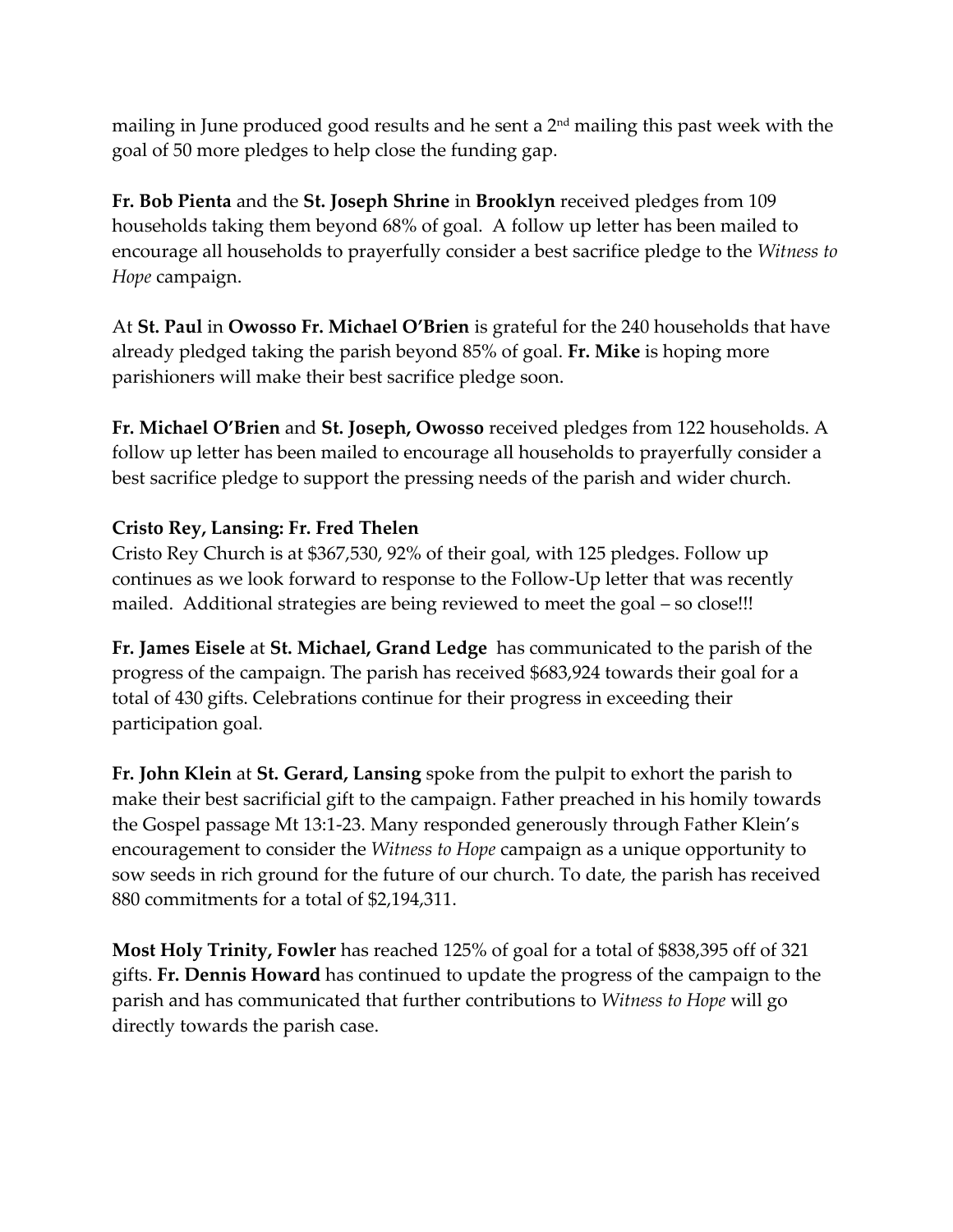mailing in June produced good results and he sent a 2nd mailing this past week with the goal of 50 more pledges to help close the funding gap.

**Fr. Bob Pienta** and the **St. Joseph Shrine** in **Brooklyn** received pledges from 109 households taking them beyond 68% of goal. A follow up letter has been mailed to encourage all households to prayerfully consider a best sacrifice pledge to the *Witness to Hope* campaign.

At **St. Paul** in **Owosso Fr. Michael O'Brien** is grateful for the 240 households that have already pledged taking the parish beyond 85% of goal. **Fr. Mike** is hoping more parishioners will make their best sacrifice pledge soon.

**Fr. Michael O'Brien** and **St. Joseph, Owosso** received pledges from 122 households. A follow up letter has been mailed to encourage all households to prayerfully consider a best sacrifice pledge to support the pressing needs of the parish and wider church.

**Cristo Rey, Lansing: Fr. Fred Thelen**

Cristo Rey Church is at $367,530, 92% of their goal, with 125 pledges. Follow up continues as we look forward to response to the Follow-Up letter that was recently mailed. Additional strategies are being reviewed to meet the goal – so close!!!

**Fr. James Eisele** at **St. Michael, Grand Ledge** has communicated to the parish of the progress of the campaign. The parish has received $683,924 towards their goal for a total of 430 gifts. Celebrations continue for their progress in exceeding their participation goal.

**Fr. John Klein** at **St. Gerard, Lansing** spoke from the pulpit to exhort the parish to make their best sacrificial gift to the campaign. Father preached in his homily towards the Gospel passage Mt 13:1-23. Many responded generously through Father Klein's encouragement to consider the *Witness to Hope* campaign as a unique opportunity to sow seeds in rich ground for the future of our church. To date, the parish has received 880 commitments for a total of $2,194,311.

**Most Holy Trinity, Fowler** has reached 125% of goal for a total of $838,395 off of 321 gifts. **Fr. Dennis Howard** has continued to update the progress of the campaign to the parish and has communicated that further contributions to *Witness to Hope* will go directly towards the parish case.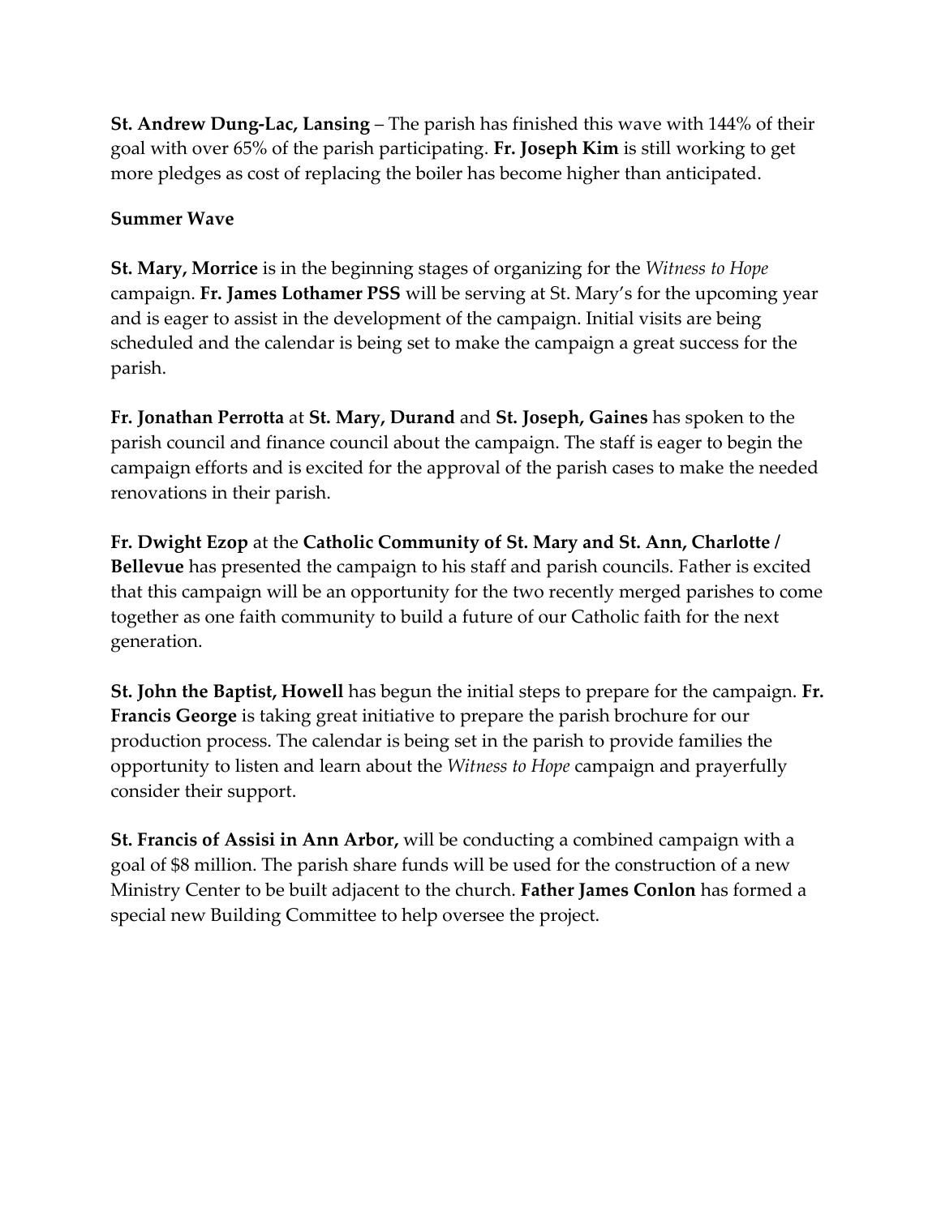**St. Andrew Dung-Lac, Lansing** – The parish has finished this wave with 144% of their goal with over 65% of the parish participating. **Fr. Joseph Kim** is still working to get more pledges as cost of replacing the boiler has become higher than anticipated.

**Summer Wave**

**St. Mary, Morrice** is in the beginning stages of organizing for the *Witness to Hope* campaign. **Fr. James Lothamer PSS** will be serving at St. Mary's for the upcoming year and is eager to assist in the development of the campaign. Initial visits are being scheduled and the calendar is being set to make the campaign a great success for the parish.

**Fr. Jonathan Perrotta** at **St. Mary, Durand** and **St. Joseph, Gaines** has spoken to the parish council and finance council about the campaign. The staff is eager to begin the campaign efforts and is excited for the approval of the parish cases to make the needed renovations in their parish.

**Fr. Dwight Ezop** at the **Catholic Community of St. Mary and St. Ann, Charlotte / Bellevue** has presented the campaign to his staff and parish councils. Father is excited that this campaign will be an opportunity for the two recently merged parishes to come together as one faith community to build a future of our Catholic faith for the next generation.

**St. John the Baptist, Howell** has begun the initial steps to prepare for the campaign. **Fr. Francis George** is taking great initiative to prepare the parish brochure for our production process. The calendar is being set in the parish to provide families the opportunity to listen and learn about the *Witness to Hope* campaign and prayerfully consider their support.

**St. Francis of Assisi in Ann Arbor,** will be conducting a combined campaign with a goal of $8 million. The parish share funds will be used for the construction of a new Ministry Center to be built adjacent to the church. **Father James Conlon** has formed a special new Building Committee to help oversee the project.